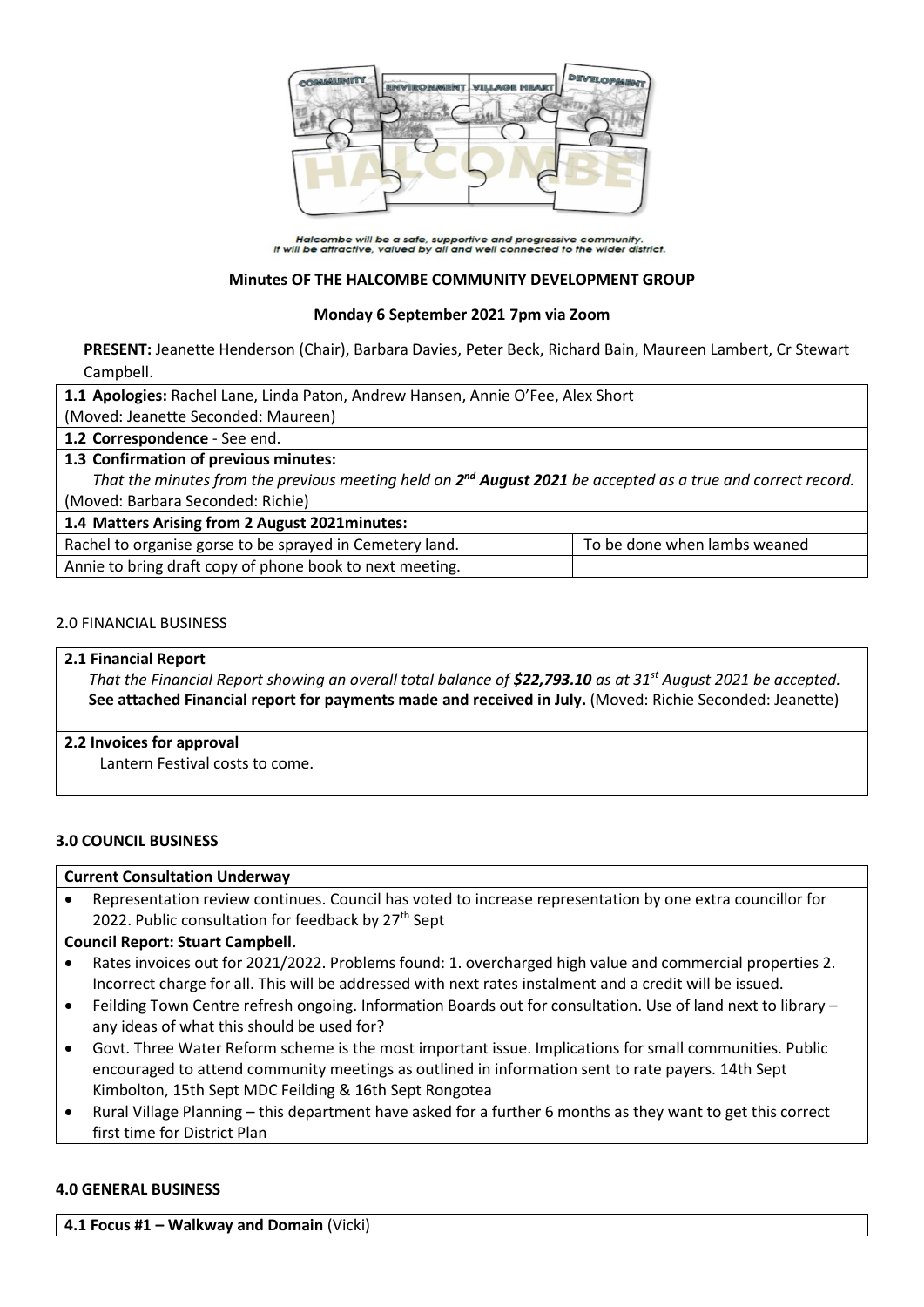Halcombe will be a safe, supportive and progressive community.
It will be attractive, valued by all and well connected to the wider district.

**Minutes OF THE HALCOMBE COMMUNITY DEVELOPMENT GROUP**

**Monday 6 September 2021 7pm via Zoom**

**PRESENT:** Jeanette Henderson (Chair), Barbara Davies, Peter Beck, Richard Bain, Maureen Lambert, Cr Stewart Campbell.

**1.1 Apologies:** Rachel Lane, Linda Paton, Andrew Hansen, Annie O'Fee, Alex Short
(Moved: Jeanette Seconded: Maureen)

**1.2 Correspondence** - See end.

**1.3 Confirmation of previous minutes:**
*That the minutes from the previous meeting held on 2nd August 2021 be accepted as a true and correct record.*
(Moved: Barbara Seconded: Richie)

**1.4 Matters Arising from 2 August 2021minutes:**

| | |
|---|---|
| Rachel to organise gorse to be sprayed in Cemetery land. | To be done when lambs weaned |
| Annie to bring draft copy of phone book to next meeting. | |

## 2.0 FINANCIAL BUSINESS

**2.1 Financial Report**
*That the Financial Report showing an overall total balance of **$22,793.10** as at 31st August 2021 be accepted.*
**See attached Financial report for payments made and received in July.** (Moved: Richie Seconded: Jeanette)

**2.2 Invoices for approval**
Lantern Festival costs to come.

## 3.0 COUNCIL BUSINESS

**Current Consultation Underway**

- Representation review continues. Council has voted to increase representation by one extra councillor for 2022. Public consultation for feedback by 27th Sept

**Council Report: Stuart Campbell.**

- Rates invoices out for 2021/2022. Problems found: 1. overcharged high value and commercial properties 2. Incorrect charge for all. This will be addressed with next rates instalment and a credit will be issued.
- Feilding Town Centre refresh ongoing. Information Boards out for consultation. Use of land next to library – any ideas of what this should be used for?
- Govt. Three Water Reform scheme is the most important issue. Implications for small communities. Public encouraged to attend community meetings as outlined in information sent to rate payers. 14th Sept Kimbolton, 15th Sept MDC Feilding & 16th Sept Rongotea
- Rural Village Planning – this department have asked for a further 6 months as they want to get this correct first time for District Plan

## 4.0 GENERAL BUSINESS

**4.1 Focus #1 – Walkway and Domain** (Vicki)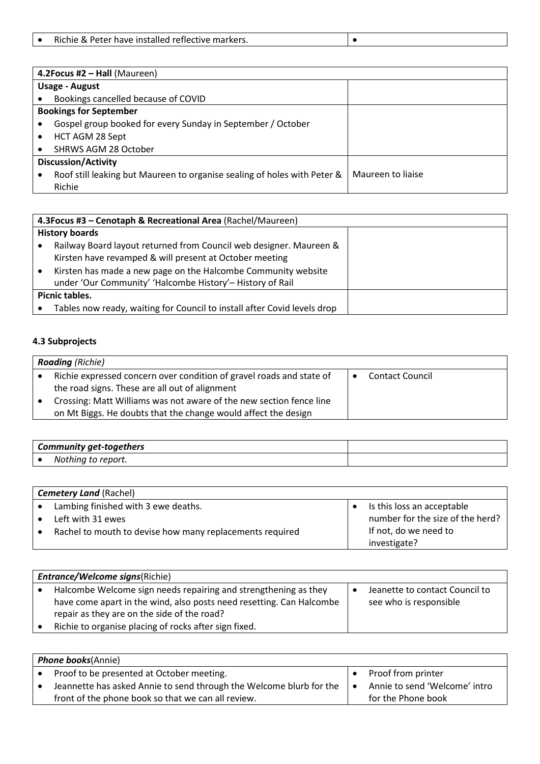| • Richie & Peter have installed reflective markers. | • |
|---|---|

| **4.2Focus #2 – Hall** (Maureen) | |
|---|---|
| **Usage - August** | |
| • Bookings cancelled because of COVID | |
| **Bookings for September** | |
| • Gospel group booked for every Sunday in September / October<br>• HCT AGM 28 Sept<br>• SHRWS AGM 28 October | |
| **Discussion/Activity** | |
| • Roof still leaking but Maureen to organise sealing of holes with Peter & Richie | Maureen to liaise |

| **4.3Focus #3 – Cenotaph & Recreational Area** (Rachel/Maureen) | |
|---|---|
| **History boards** | |
| • Railway Board layout returned from Council web designer. Maureen & Kirsten have revamped & will present at October meeting<br>• Kirsten has made a new page on the Halcombe Community website under 'Our Community' 'Halcombe History'– History of Rail | |
| **Picnic tables.** | |
| • Tables now ready, waiting for Council to install after Covid levels drop | |

**4.3 Subprojects**

| ***Roading*** *(Richie)* | |
|---|---|
| • Richie expressed concern over condition of gravel roads and state of the road signs. These are all out of alignment<br>• Crossing: Matt Williams was not aware of the new section fence line on Mt Biggs. He doubts that the change would affect the design | • Contact Council |

| ***Community get-togethers*** | |
|---|---|
| • *Nothing to report.* | |

| ***Cemetery Land*** (Rachel) | |
|---|---|
| • Lambing finished with 3 ewe deaths.<br>• Left with 31 ewes<br>• Rachel to mouth to devise how many replacements required | • Is this loss an acceptable number for the size of the herd? If not, do we need to investigate? |

| ***Entrance/Welcome signs***(Richie) | |
|---|---|
| • Halcombe Welcome sign needs repairing and strengthening as they have come apart in the wind, also posts need resetting. Can Halcombe repair as they are on the side of the road?<br>• Richie to organise placing of rocks after sign fixed. | • Jeanette to contact Council to see who is responsible |

| ***Phone books***(Annie) | |
|---|---|
| • Proof to be presented at October meeting.<br>• Jeannette has asked Annie to send through the Welcome blurb for the front of the phone book so that we can all review. | • Proof from printer<br>• Annie to send 'Welcome' intro for the Phone book |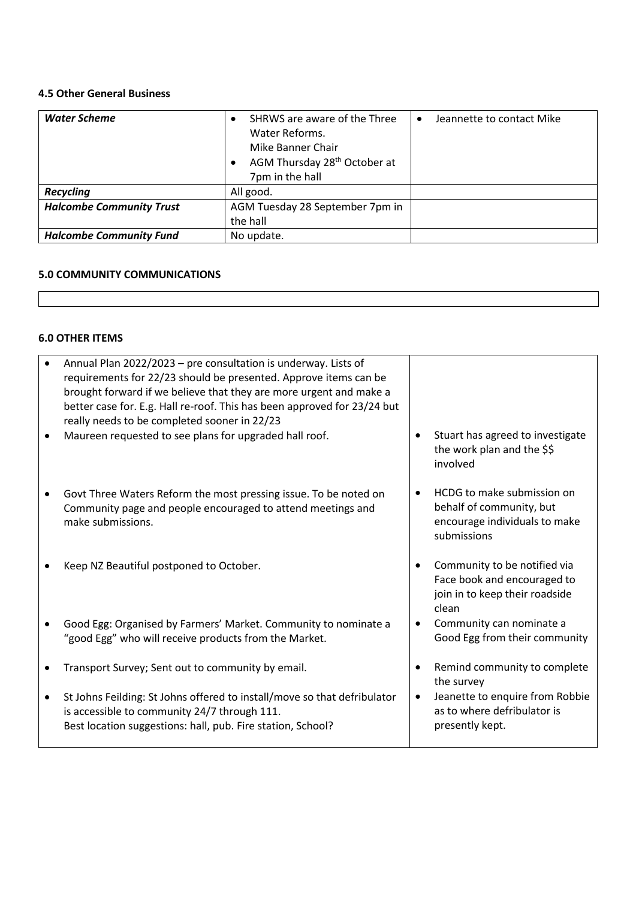#### 4.5 Other General Business

| *Water Scheme* | • SHRWS are aware of the Three Water Reforms.<br>Mike Banner Chair<br>• AGM Thursday 28th October at 7pm in the hall | • Jeannette to contact Mike |
|---|---|---|
| ***Recycling*** | All good. | |
| ***Halcombe Community Trust*** | AGM Tuesday 28 September 7pm in the hall | |
| ***Halcombe Community Fund*** | No update. | |

#### 5.0 COMMUNITY COMMUNICATIONS

| |
|---|
| |

#### 6.0 OTHER ITEMS

| | |
|---|---|
| • Annual Plan 2022/2023 – pre consultation is underway. Lists of requirements for 22/23 should be presented. Approve items can be brought forward if we believe that they are more urgent and make a better case for. E.g. Hall re-roof. This has been approved for 23/24 but really needs to be completed sooner in 22/23 | |
| • Maureen requested to see plans for upgraded hall roof. | • Stuart has agreed to investigate the work plan and the $$ involved |
| • Govt Three Waters Reform the most pressing issue. To be noted on Community page and people encouraged to attend meetings and make submissions. | • HCDG to make submission on behalf of community, but encourage individuals to make submissions |
| • Keep NZ Beautiful postponed to October. | • Community to be notified via Face book and encouraged to join in to keep their roadside clean |
| • Good Egg: Organised by Farmers' Market. Community to nominate a "good Egg" who will receive products from the Market. | • Community can nominate a Good Egg from their community |
| • Transport Survey; Sent out to community by email. | • Remind community to complete the survey |
| • St Johns Feilding: St Johns offered to install/move so that defribulator is accessible to community 24/7 through 111.<br>Best location suggestions: hall, pub. Fire station, School? | • Jeanette to enquire from Robbie as to where defribulator is presently kept. |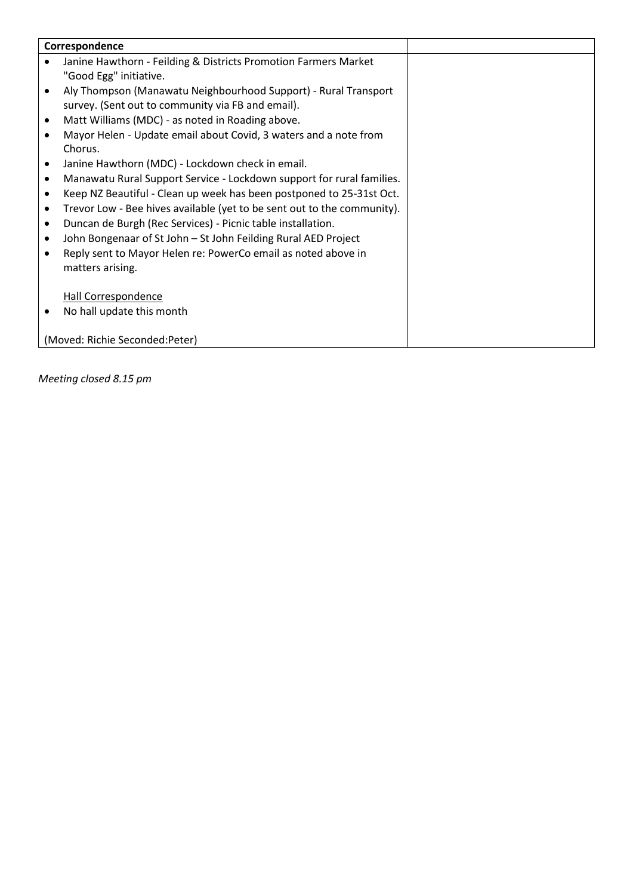| Correspondence | |
|---|---|
| • Janine Hawthorn - Feilding & Districts Promotion Farmers Market "Good Egg" initiative.<br>• Aly Thompson (Manawatu Neighbourhood Support) - Rural Transport survey. (Sent out to community via FB and email).<br>• Matt Williams (MDC) - as noted in Roading above.<br>• Mayor Helen - Update email about Covid, 3 waters and a note from Chorus.<br>• Janine Hawthorn (MDC) - Lockdown check in email.<br>• Manawatu Rural Support Service - Lockdown support for rural families.<br>• Keep NZ Beautiful - Clean up week has been postponed to 25-31st Oct.<br>• Trevor Low - Bee hives available (yet to be sent out to the community).<br>• Duncan de Burgh (Rec Services) - Picnic table installation.<br>• John Bongenaar of St John – St John Feilding Rural AED Project<br>• Reply sent to Mayor Helen re: PowerCo email as noted above in matters arising.<br><br><u>Hall Correspondence</u><br>• No hall update this month<br><br>(Moved: Richie Seconded:Peter) | |

*Meeting closed 8.15 pm*